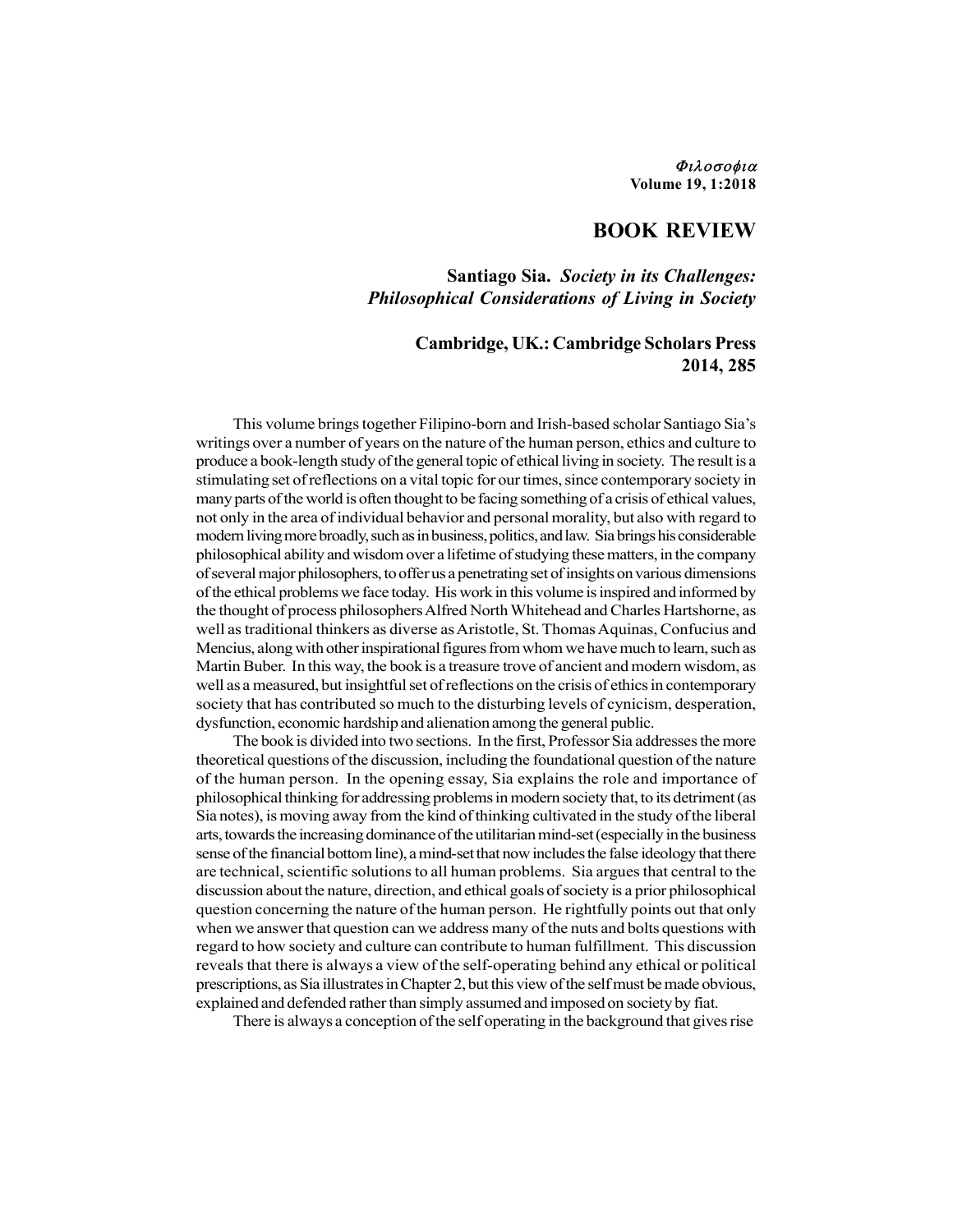## BOOK REVIEW

**Santiago Sia.** ***Society in its Challenges: Philosophical Considerations of Living in Society***

**Cambridge, UK.: Cambridge Scholars Press 2014, 285**

This volume brings together Filipino-born and Irish-based scholar Santiago Sia's writings over a number of years on the nature of the human person, ethics and culture to produce a book-length study of the general topic of ethical living in society. The result is a stimulating set of reflections on a vital topic for our times, since contemporary society in many parts of the world is often thought to be facing something of a crisis of ethical values, not only in the area of individual behavior and personal morality, but also with regard to modern living more broadly, such as in business, politics, and law. Sia brings his considerable philosophical ability and wisdom over a lifetime of studying these matters, in the company of several major philosophers, to offer us a penetrating set of insights on various dimensions of the ethical problems we face today. His work in this volume is inspired and informed by the thought of process philosophers Alfred North Whitehead and Charles Hartshorne, as well as traditional thinkers as diverse as Aristotle, St. Thomas Aquinas, Confucius and Mencius, along with other inspirational figures from whom we have much to learn, such as Martin Buber. In this way, the book is a treasure trove of ancient and modern wisdom, as well as a measured, but insightful set of reflections on the crisis of ethics in contemporary society that has contributed so much to the disturbing levels of cynicism, desperation, dysfunction, economic hardship and alienation among the general public.

The book is divided into two sections. In the first, Professor Sia addresses the more theoretical questions of the discussion, including the foundational question of the nature of the human person. In the opening essay, Sia explains the role and importance of philosophical thinking for addressing problems in modern society that, to its detriment (as Sia notes), is moving away from the kind of thinking cultivated in the study of the liberal arts, towards the increasing dominance of the utilitarian mind-set (especially in the business sense of the financial bottom line), a mind-set that now includes the false ideology that there are technical, scientific solutions to all human problems. Sia argues that central to the discussion about the nature, direction, and ethical goals of society is a prior philosophical question concerning the nature of the human person. He rightfully points out that only when we answer that question can we address many of the nuts and bolts questions with regard to how society and culture can contribute to human fulfillment. This discussion reveals that there is always a view of the self-operating behind any ethical or political prescriptions, as Sia illustrates in Chapter 2, but this view of the self must be made obvious, explained and defended rather than simply assumed and imposed on society by fiat.

There is always a conception of the self operating in the background that gives rise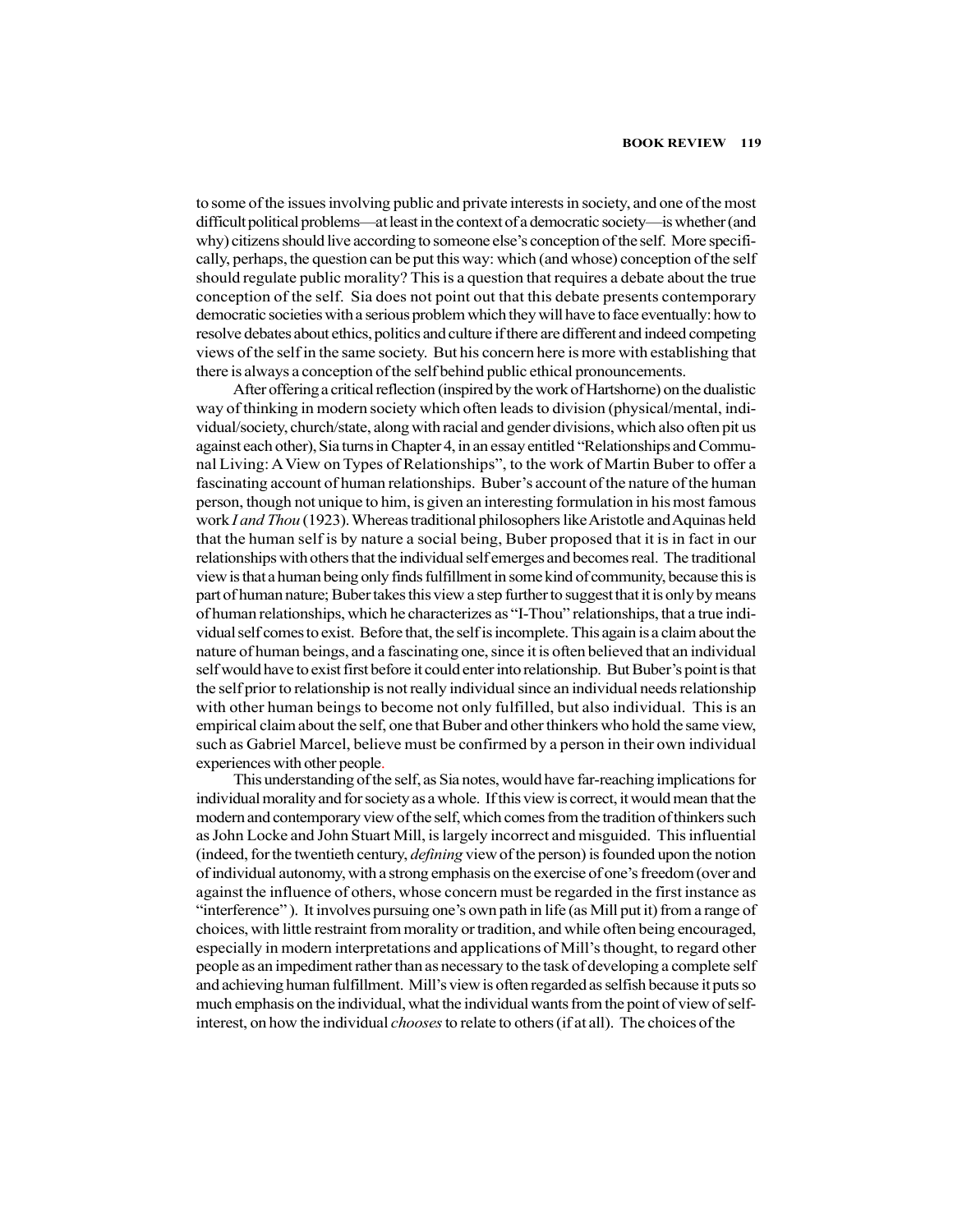to some of the issues involving public and private interests in society, and one of the most difficult political problems—at least in the context of a democratic society—is whether (and why) citizens should live according to someone else's conception of the self. More specifically, perhaps, the question can be put this way: which (and whose) conception of the self should regulate public morality? This is a question that requires a debate about the true conception of the self. Sia does not point out that this debate presents contemporary democratic societies with a serious problem which they will have to face eventually: how to resolve debates about ethics, politics and culture if there are different and indeed competing views of the self in the same society. But his concern here is more with establishing that there is always a conception of the self behind public ethical pronouncements.

After offering a critical reflection (inspired by the work of Hartshorne) on the dualistic way of thinking in modern society which often leads to division (physical/mental, individual/society, church/state, along with racial and gender divisions, which also often pit us against each other), Sia turns in Chapter 4, in an essay entitled "Relationships and Communal Living: A View on Types of Relationships", to the work of Martin Buber to offer a fascinating account of human relationships. Buber's account of the nature of the human person, though not unique to him, is given an interesting formulation in his most famous work *I and Thou* (1923). Whereas traditional philosophers like Aristotle and Aquinas held that the human self is by nature a social being, Buber proposed that it is in fact in our relationships with others that the individual self emerges and becomes real. The traditional view is that a human being only finds fulfillment in some kind of community, because this is part of human nature; Buber takes this view a step further to suggest that it is only by means of human relationships, which he characterizes as "I-Thou" relationships, that a true individual self comes to exist. Before that, the self is incomplete. This again is a claim about the nature of human beings, and a fascinating one, since it is often believed that an individual self would have to exist first before it could enter into relationship. But Buber's point is that the self prior to relationship is not really individual since an individual needs relationship with other human beings to become not only fulfilled, but also individual. This is an empirical claim about the self, one that Buber and other thinkers who hold the same view, such as Gabriel Marcel, believe must be confirmed by a person in their own individual experiences with other people.

This understanding of the self, as Sia notes, would have far-reaching implications for individual morality and for society as a whole. If this view is correct, it would mean that the modern and contemporary view of the self, which comes from the tradition of thinkers such as John Locke and John Stuart Mill, is largely incorrect and misguided. This influential (indeed, for the twentieth century, *defining* view of the person) is founded upon the notion of individual autonomy, with a strong emphasis on the exercise of one's freedom (over and against the influence of others, whose concern must be regarded in the first instance as "interference" ). It involves pursuing one's own path in life (as Mill put it) from a range of choices, with little restraint from morality or tradition, and while often being encouraged, especially in modern interpretations and applications of Mill's thought, to regard other people as an impediment rather than as necessary to the task of developing a complete self and achieving human fulfillment. Mill's view is often regarded as selfish because it puts so much emphasis on the individual, what the individual wants from the point of view of self-interest, on how the individual *chooses* to relate to others (if at all). The choices of the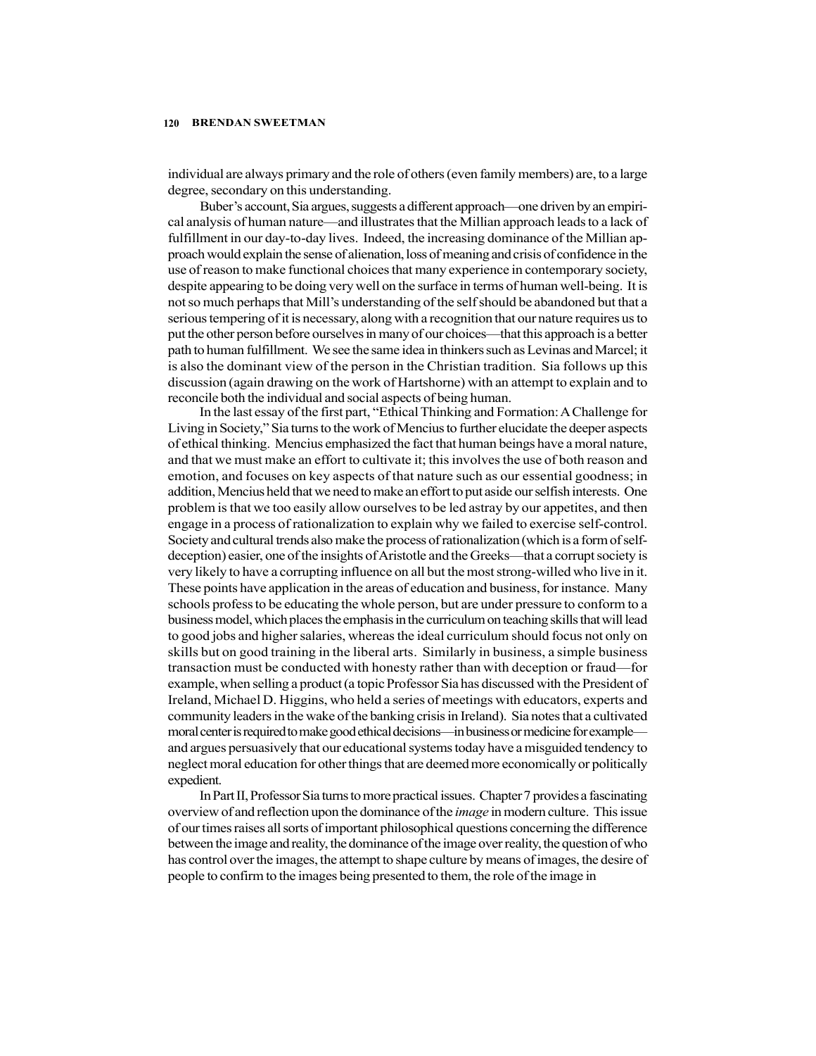individual are always primary and the role of others (even family members) are, to a large degree, secondary on this understanding.

Buber's account, Sia argues, suggests a different approach—one driven by an empirical analysis of human nature—and illustrates that the Millian approach leads to a lack of fulfillment in our day-to-day lives. Indeed, the increasing dominance of the Millian approach would explain the sense of alienation, loss of meaning and crisis of confidence in the use of reason to make functional choices that many experience in contemporary society, despite appearing to be doing very well on the surface in terms of human well-being. It is not so much perhaps that Mill's understanding of the self should be abandoned but that a serious tempering of it is necessary, along with a recognition that our nature requires us to put the other person before ourselves in many of our choices—that this approach is a better path to human fulfillment. We see the same idea in thinkers such as Levinas and Marcel; it is also the dominant view of the person in the Christian tradition. Sia follows up this discussion (again drawing on the work of Hartshorne) with an attempt to explain and to reconcile both the individual and social aspects of being human.

In the last essay of the first part, "Ethical Thinking and Formation: A Challenge for Living in Society," Sia turns to the work of Mencius to further elucidate the deeper aspects of ethical thinking. Mencius emphasized the fact that human beings have a moral nature, and that we must make an effort to cultivate it; this involves the use of both reason and emotion, and focuses on key aspects of that nature such as our essential goodness; in addition, Mencius held that we need to make an effort to put aside our selfish interests. One problem is that we too easily allow ourselves to be led astray by our appetites, and then engage in a process of rationalization to explain why we failed to exercise self-control. Society and cultural trends also make the process of rationalization (which is a form of self-deception) easier, one of the insights of Aristotle and the Greeks—that a corrupt society is very likely to have a corrupting influence on all but the most strong-willed who live in it. These points have application in the areas of education and business, for instance. Many schools profess to be educating the whole person, but are under pressure to conform to a business model, which places the emphasis in the curriculum on teaching skills that will lead to good jobs and higher salaries, whereas the ideal curriculum should focus not only on skills but on good training in the liberal arts. Similarly in business, a simple business transaction must be conducted with honesty rather than with deception or fraud—for example, when selling a product (a topic Professor Sia has discussed with the President of Ireland, Michael D. Higgins, who held a series of meetings with educators, experts and community leaders in the wake of the banking crisis in Ireland). Sia notes that a cultivated moral center is required to make good ethical decisions—in business or medicine for example—and argues persuasively that our educational systems today have a misguided tendency to neglect moral education for other things that are deemed more economically or politically expedient.

In Part II, Professor Sia turns to more practical issues. Chapter 7 provides a fascinating overview of and reflection upon the dominance of the *image* in modern culture. This issue of our times raises all sorts of important philosophical questions concerning the difference between the image and reality, the dominance of the image over reality, the question of who has control over the images, the attempt to shape culture by means of images, the desire of people to confirm to the images being presented to them, the role of the image in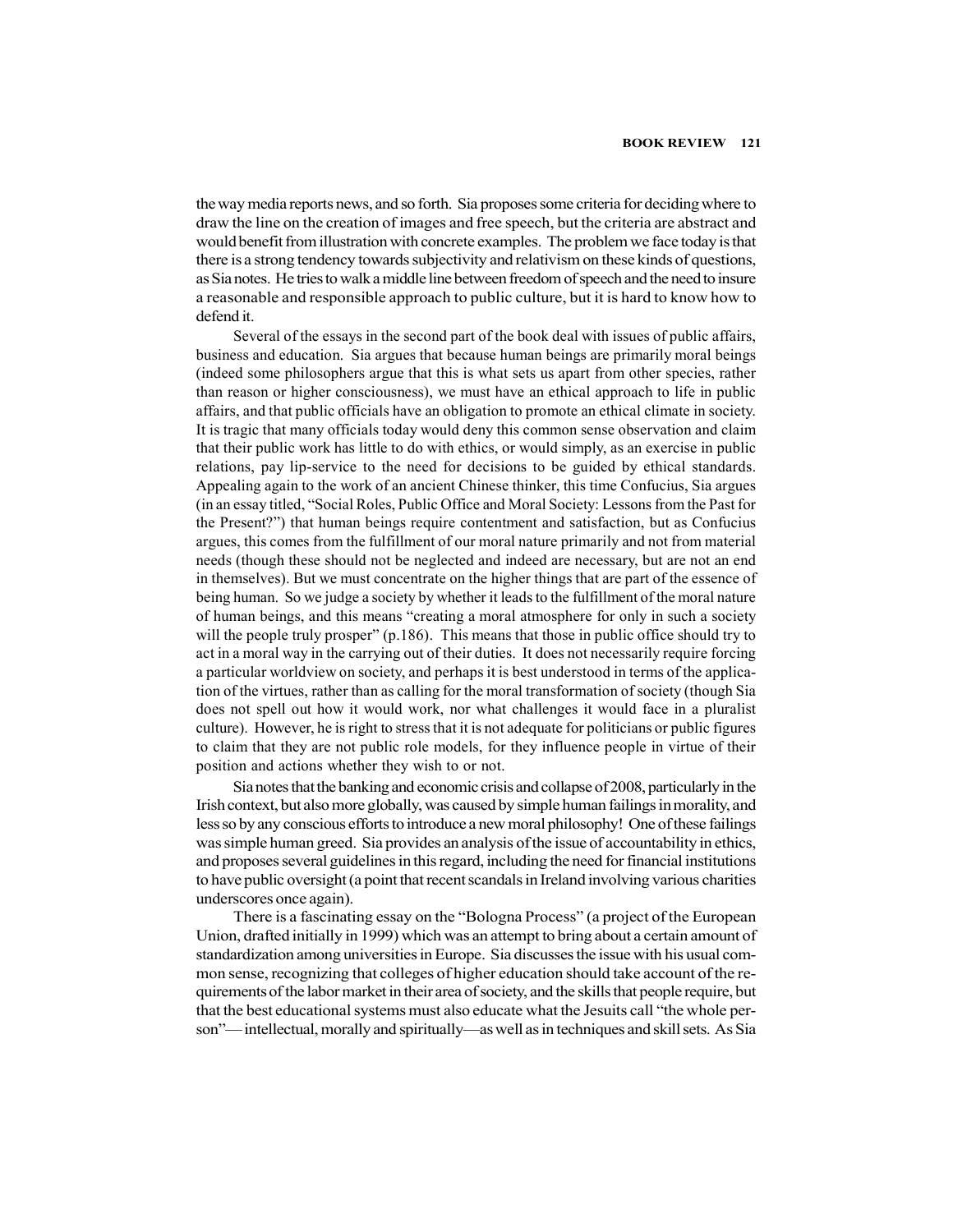the way media reports news, and so forth. Sia proposes some criteria for deciding where to draw the line on the creation of images and free speech, but the criteria are abstract and would benefit from illustration with concrete examples. The problem we face today is that there is a strong tendency towards subjectivity and relativism on these kinds of questions, as Sia notes. He tries to walk a middle line between freedom of speech and the need to insure a reasonable and responsible approach to public culture, but it is hard to know how to defend it.

Several of the essays in the second part of the book deal with issues of public affairs, business and education. Sia argues that because human beings are primarily moral beings (indeed some philosophers argue that this is what sets us apart from other species, rather than reason or higher consciousness), we must have an ethical approach to life in public affairs, and that public officials have an obligation to promote an ethical climate in society. It is tragic that many officials today would deny this common sense observation and claim that their public work has little to do with ethics, or would simply, as an exercise in public relations, pay lip-service to the need for decisions to be guided by ethical standards. Appealing again to the work of an ancient Chinese thinker, this time Confucius, Sia argues (in an essay titled, "Social Roles, Public Office and Moral Society: Lessons from the Past for the Present?") that human beings require contentment and satisfaction, but as Confucius argues, this comes from the fulfillment of our moral nature primarily and not from material needs (though these should not be neglected and indeed are necessary, but are not an end in themselves). But we must concentrate on the higher things that are part of the essence of being human. So we judge a society by whether it leads to the fulfillment of the moral nature of human beings, and this means "creating a moral atmosphere for only in such a society will the people truly prosper" (p.186). This means that those in public office should try to act in a moral way in the carrying out of their duties. It does not necessarily require forcing a particular worldview on society, and perhaps it is best understood in terms of the application of the virtues, rather than as calling for the moral transformation of society (though Sia does not spell out how it would work, nor what challenges it would face in a pluralist culture). However, he is right to stress that it is not adequate for politicians or public figures to claim that they are not public role models, for they influence people in virtue of their position and actions whether they wish to or not.

Sia notes that the banking and economic crisis and collapse of 2008, particularly in the Irish context, but also more globally, was caused by simple human failings in morality, and less so by any conscious efforts to introduce a new moral philosophy! One of these failings was simple human greed. Sia provides an analysis of the issue of accountability in ethics, and proposes several guidelines in this regard, including the need for financial institutions to have public oversight (a point that recent scandals in Ireland involving various charities underscores once again).

There is a fascinating essay on the "Bologna Process" (a project of the European Union, drafted initially in 1999) which was an attempt to bring about a certain amount of standardization among universities in Europe. Sia discusses the issue with his usual common sense, recognizing that colleges of higher education should take account of the requirements of the labor market in their area of society, and the skills that people require, but that the best educational systems must also educate what the Jesuits call "the whole person"— intellectual, morally and spiritually—as well as in techniques and skill sets. As Sia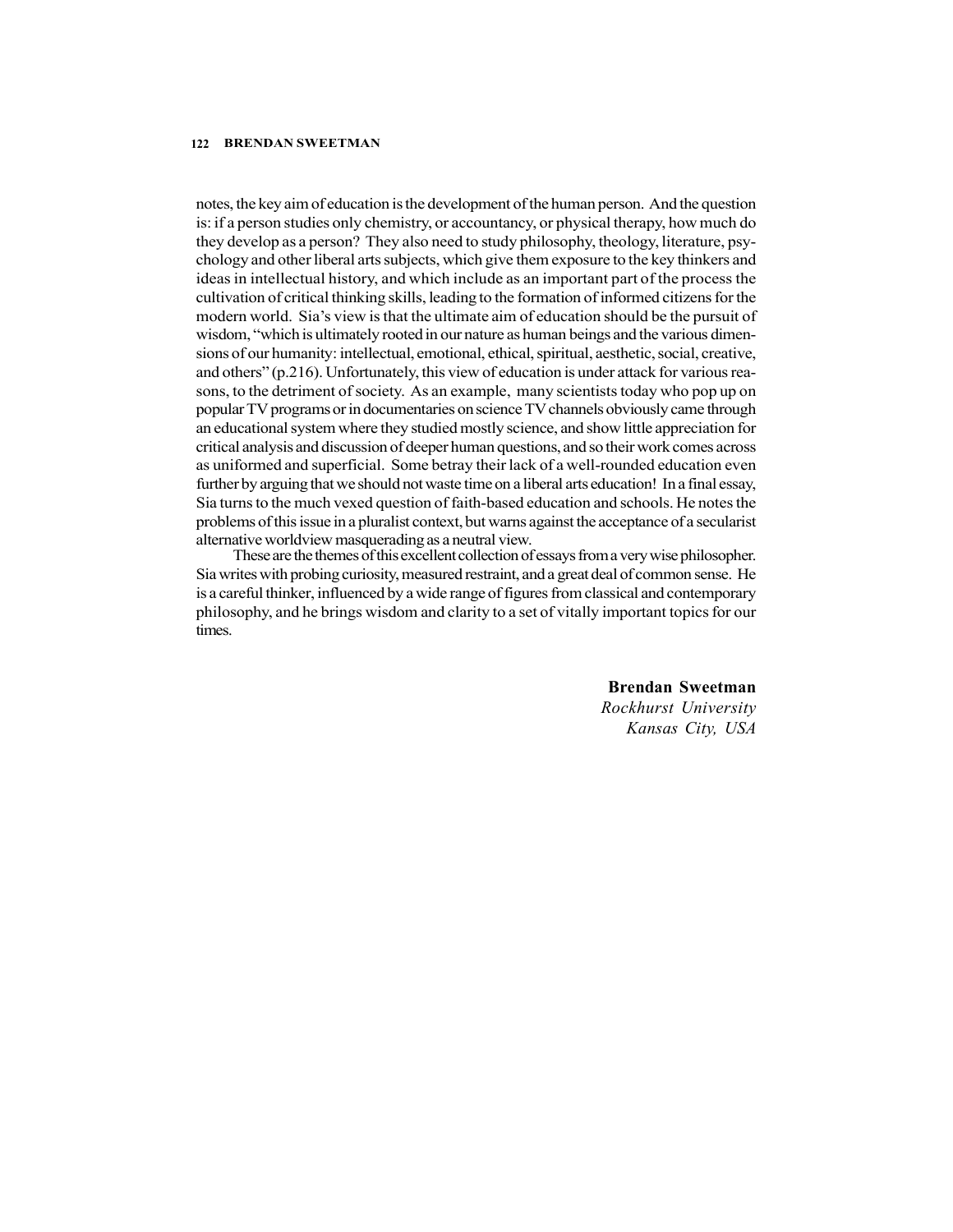notes, the key aim of education is the development of the human person. And the question is: if a person studies only chemistry, or accountancy, or physical therapy, how much do they develop as a person? They also need to study philosophy, theology, literature, psychology and other liberal arts subjects, which give them exposure to the key thinkers and ideas in intellectual history, and which include as an important part of the process the cultivation of critical thinking skills, leading to the formation of informed citizens for the modern world. Sia's view is that the ultimate aim of education should be the pursuit of wisdom, "which is ultimately rooted in our nature as human beings and the various dimensions of our humanity: intellectual, emotional, ethical, spiritual, aesthetic, social, creative, and others" (p.216). Unfortunately, this view of education is under attack for various reasons, to the detriment of society. As an example, many scientists today who pop up on popular TV programs or in documentaries on science TV channels obviously came through an educational system where they studied mostly science, and show little appreciation for critical analysis and discussion of deeper human questions, and so their work comes across as uniformed and superficial. Some betray their lack of a well-rounded education even further by arguing that we should not waste time on a liberal arts education! In a final essay, Sia turns to the much vexed question of faith-based education and schools. He notes the problems of this issue in a pluralist context, but warns against the acceptance of a secularist alternative worldview masquerading as a neutral view.

These are the themes of this excellent collection of essays from a very wise philosopher. Sia writes with probing curiosity, measured restraint, and a great deal of common sense. He is a careful thinker, influenced by a wide range of figures from classical and contemporary philosophy, and he brings wisdom and clarity to a set of vitally important topics for our times.

**Brendan Sweetman**
*Rockhurst University*
*Kansas City, USA*